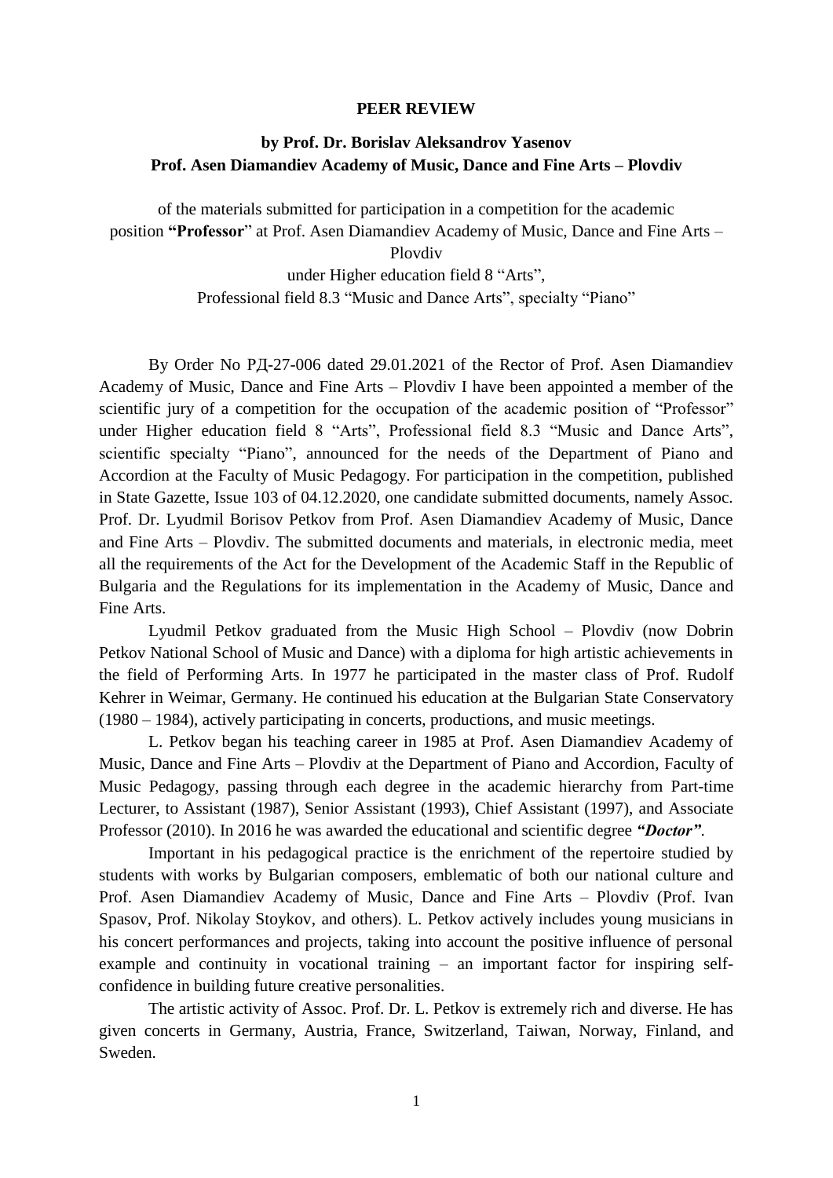**PEER REVIEW**

**by Prof. Dr. Borislav Aleksandrov Yasenov**
**Prof. Asen Diamandiev Academy of Music, Dance and Fine Arts – Plovdiv**

of the materials submitted for participation in a competition for the academic position **"Professor"** at Prof. Asen Diamandiev Academy of Music, Dance and Fine Arts – Plovdiv
under Higher education field 8 "Arts",
Professional field 8.3 "Music and Dance Arts", specialty "Piano"

By Order No РД-27-006 dated 29.01.2021 of the Rector of Prof. Asen Diamandiev Academy of Music, Dance and Fine Arts – Plovdiv I have been appointed a member of the scientific jury of a competition for the occupation of the academic position of "Professor" under Higher education field 8 "Arts", Professional field 8.3 "Music and Dance Arts", scientific specialty "Piano", announced for the needs of the Department of Piano and Accordion at the Faculty of Music Pedagogy. For participation in the competition, published in State Gazette, Issue 103 of 04.12.2020, one candidate submitted documents, namely Assoc. Prof. Dr. Lyudmil Borisov Petkov from Prof. Asen Diamandiev Academy of Music, Dance and Fine Arts – Plovdiv. The submitted documents and materials, in electronic media, meet all the requirements of the Act for the Development of the Academic Staff in the Republic of Bulgaria and the Regulations for its implementation in the Academy of Music, Dance and Fine Arts.

Lyudmil Petkov graduated from the Music High School – Plovdiv (now Dobrin Petkov National School of Music and Dance) with a diploma for high artistic achievements in the field of Performing Arts. In 1977 he participated in the master class of Prof. Rudolf Kehrer in Weimar, Germany. He continued his education at the Bulgarian State Conservatory (1980 – 1984), actively participating in concerts, productions, and music meetings.

L. Petkov began his teaching career in 1985 at Prof. Asen Diamandiev Academy of Music, Dance and Fine Arts – Plovdiv at the Department of Piano and Accordion, Faculty of Music Pedagogy, passing through each degree in the academic hierarchy from Part-time Lecturer, to Assistant (1987), Senior Assistant (1993), Chief Assistant (1997), and Associate Professor (2010). In 2016 he was awarded the educational and scientific degree ***"Doctor"***.

Important in his pedagogical practice is the enrichment of the repertoire studied by students with works by Bulgarian composers, emblematic of both our national culture and Prof. Asen Diamandiev Academy of Music, Dance and Fine Arts – Plovdiv (Prof. Ivan Spasov, Prof. Nikolay Stoykov, and others). L. Petkov actively includes young musicians in his concert performances and projects, taking into account the positive influence of personal example and continuity in vocational training – an important factor for inspiring self-confidence in building future creative personalities.

The artistic activity of Assoc. Prof. Dr. L. Petkov is extremely rich and diverse. He has given concerts in Germany, Austria, France, Switzerland, Taiwan, Norway, Finland, and Sweden.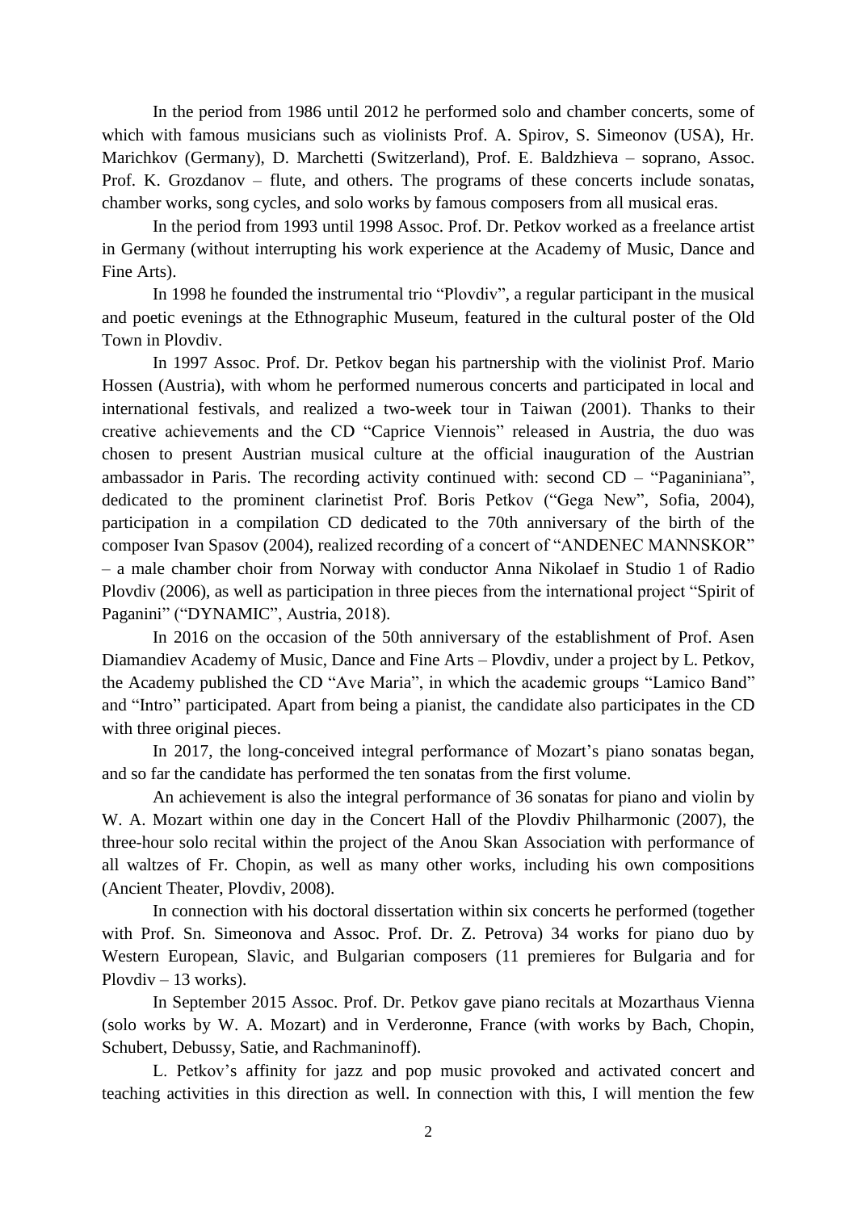In the period from 1986 until 2012 he performed solo and chamber concerts, some of which with famous musicians such as violinists Prof. A. Spirov, S. Simeonov (USA), Hr. Marichkov (Germany), D. Marchetti (Switzerland), Prof. E. Baldzhieva – soprano, Assoc. Prof. K. Grozdanov – flute, and others. The programs of these concerts include sonatas, chamber works, song cycles, and solo works by famous composers from all musical eras.

In the period from 1993 until 1998 Assoc. Prof. Dr. Petkov worked as a freelance artist in Germany (without interrupting his work experience at the Academy of Music, Dance and Fine Arts).

In 1998 he founded the instrumental trio "Plovdiv", a regular participant in the musical and poetic evenings at the Ethnographic Museum, featured in the cultural poster of the Old Town in Plovdiv.

In 1997 Assoc. Prof. Dr. Petkov began his partnership with the violinist Prof. Mario Hossen (Austria), with whom he performed numerous concerts and participated in local and international festivals, and realized a two-week tour in Taiwan (2001). Thanks to their creative achievements and the CD "Caprice Viennois" released in Austria, the duo was chosen to present Austrian musical culture at the official inauguration of the Austrian ambassador in Paris. The recording activity continued with: second CD – "Paganiniana", dedicated to the prominent clarinetist Prof. Boris Petkov ("Gega New", Sofia, 2004), participation in a compilation CD dedicated to the 70th anniversary of the birth of the composer Ivan Spasov (2004), realized recording of a concert of "ANDENEC MANNSKOR" – a male chamber choir from Norway with conductor Anna Nikolaef in Studio 1 of Radio Plovdiv (2006), as well as participation in three pieces from the international project "Spirit of Paganini" ("DYNAMIC", Austria, 2018).

In 2016 on the occasion of the 50th anniversary of the establishment of Prof. Asen Diamandiev Academy of Music, Dance and Fine Arts – Plovdiv, under a project by L. Petkov, the Academy published the CD "Ave Maria", in which the academic groups "Lamico Band" and "Intro" participated. Apart from being a pianist, the candidate also participates in the CD with three original pieces.

In 2017, the long-conceived integral performance of Mozart's piano sonatas began, and so far the candidate has performed the ten sonatas from the first volume.

An achievement is also the integral performance of 36 sonatas for piano and violin by W. A. Mozart within one day in the Concert Hall of the Plovdiv Philharmonic (2007), the three-hour solo recital within the project of the Anou Skan Association with performance of all waltzes of Fr. Chopin, as well as many other works, including his own compositions (Ancient Theater, Plovdiv, 2008).

In connection with his doctoral dissertation within six concerts he performed (together with Prof. Sn. Simeonova and Assoc. Prof. Dr. Z. Petrova) 34 works for piano duo by Western European, Slavic, and Bulgarian composers (11 premieres for Bulgaria and for Plovdiv – 13 works).

In September 2015 Assoc. Prof. Dr. Petkov gave piano recitals at Mozarthaus Vienna (solo works by W. A. Mozart) and in Verderonne, France (with works by Bach, Chopin, Schubert, Debussy, Satie, and Rachmaninoff).

L. Petkov's affinity for jazz and pop music provoked and activated concert and teaching activities in this direction as well. In connection with this, I will mention the few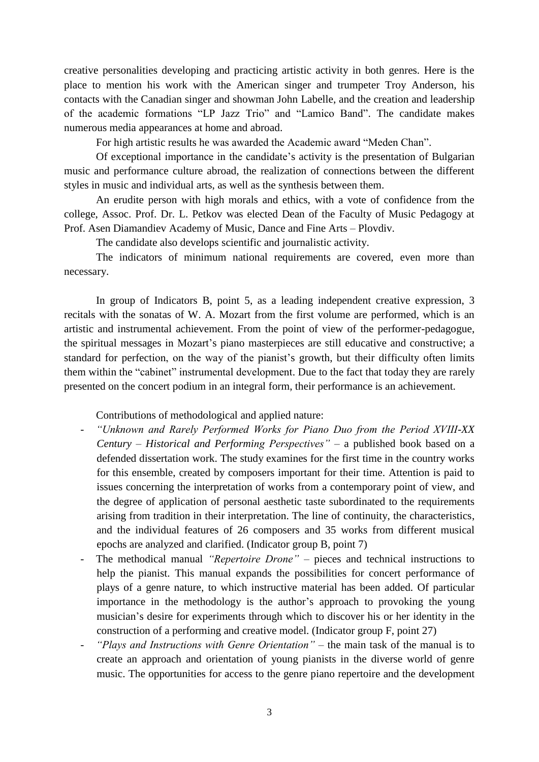creative personalities developing and practicing artistic activity in both genres. Here is the place to mention his work with the American singer and trumpeter Troy Anderson, his contacts with the Canadian singer and showman John Labelle, and the creation and leadership of the academic formations "LP Jazz Trio" and "Lamico Band". The candidate makes numerous media appearances at home and abroad.

For high artistic results he was awarded the Academic award "Meden Chan".

Of exceptional importance in the candidate's activity is the presentation of Bulgarian music and performance culture abroad, the realization of connections between the different styles in music and individual arts, as well as the synthesis between them.

An erudite person with high morals and ethics, with a vote of confidence from the college, Assoc. Prof. Dr. L. Petkov was elected Dean of the Faculty of Music Pedagogy at Prof. Asen Diamandiev Academy of Music, Dance and Fine Arts – Plovdiv.

The candidate also develops scientific and journalistic activity.

The indicators of minimum national requirements are covered, even more than necessary.

In group of Indicators B, point 5, as a leading independent creative expression, 3 recitals with the sonatas of W. A. Mozart from the first volume are performed, which is an artistic and instrumental achievement. From the point of view of the performer-pedagogue, the spiritual messages in Mozart's piano masterpieces are still educative and constructive; a standard for perfection, on the way of the pianist's growth, but their difficulty often limits them within the "cabinet" instrumental development. Due to the fact that today they are rarely presented on the concert podium in an integral form, their performance is an achievement.

Contributions of methodological and applied nature:

- *"Unknown and Rarely Performed Works for Piano Duo from the Period XVIII-XX Century – Historical and Performing Perspectives"* – a published book based on a defended dissertation work. The study examines for the first time in the country works for this ensemble, created by composers important for their time. Attention is paid to issues concerning the interpretation of works from a contemporary point of view, and the degree of application of personal aesthetic taste subordinated to the requirements arising from tradition in their interpretation. The line of continuity, the characteristics, and the individual features of 26 composers and 35 works from different musical epochs are analyzed and clarified. (Indicator group B, point 7)
- The methodical manual *"Repertoire Drone"* – pieces and technical instructions to help the pianist. This manual expands the possibilities for concert performance of plays of a genre nature, to which instructive material has been added. Of particular importance in the methodology is the author's approach to provoking the young musician's desire for experiments through which to discover his or her identity in the construction of a performing and creative model. (Indicator group F, point 27)
- *"Plays and Instructions with Genre Orientation"* – the main task of the manual is to create an approach and orientation of young pianists in the diverse world of genre music. The opportunities for access to the genre piano repertoire and the development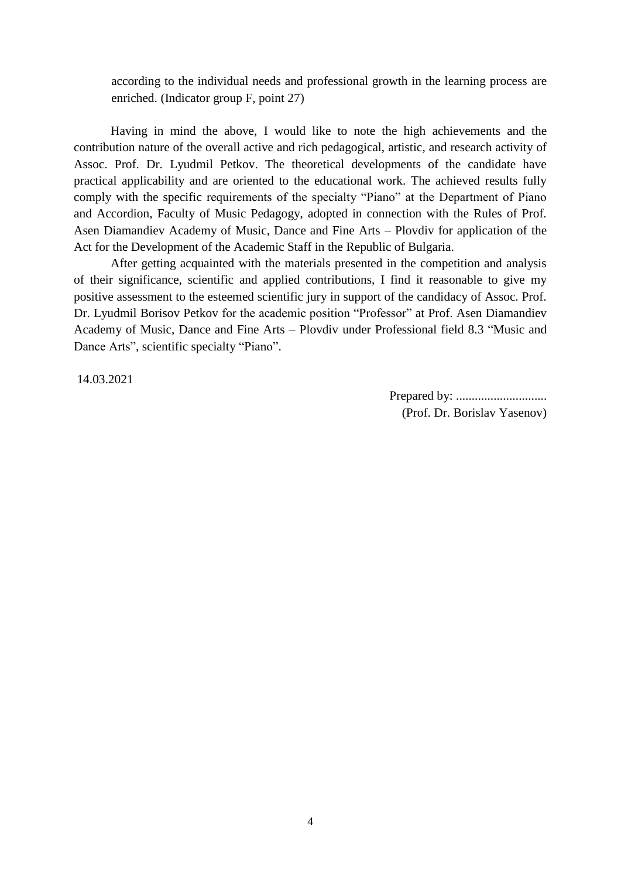according to the individual needs and professional growth in the learning process are enriched. (Indicator group F, point 27)

Having in mind the above, I would like to note the high achievements and the contribution nature of the overall active and rich pedagogical, artistic, and research activity of Assoc. Prof. Dr. Lyudmil Petkov. The theoretical developments of the candidate have practical applicability and are oriented to the educational work. The achieved results fully comply with the specific requirements of the specialty "Piano" at the Department of Piano and Accordion, Faculty of Music Pedagogy, adopted in connection with the Rules of Prof. Asen Diamandiev Academy of Music, Dance and Fine Arts – Plovdiv for application of the Act for the Development of the Academic Staff in the Republic of Bulgaria.

After getting acquainted with the materials presented in the competition and analysis of their significance, scientific and applied contributions, I find it reasonable to give my positive assessment to the esteemed scientific jury in support of the candidacy of Assoc. Prof. Dr. Lyudmil Borisov Petkov for the academic position "Professor" at Prof. Asen Diamandiev Academy of Music, Dance and Fine Arts – Plovdiv under Professional field 8.3 "Music and Dance Arts", scientific specialty "Piano".

14.03.2021

Prepared by: ............................

(Prof. Dr. Borislav Yasenov)